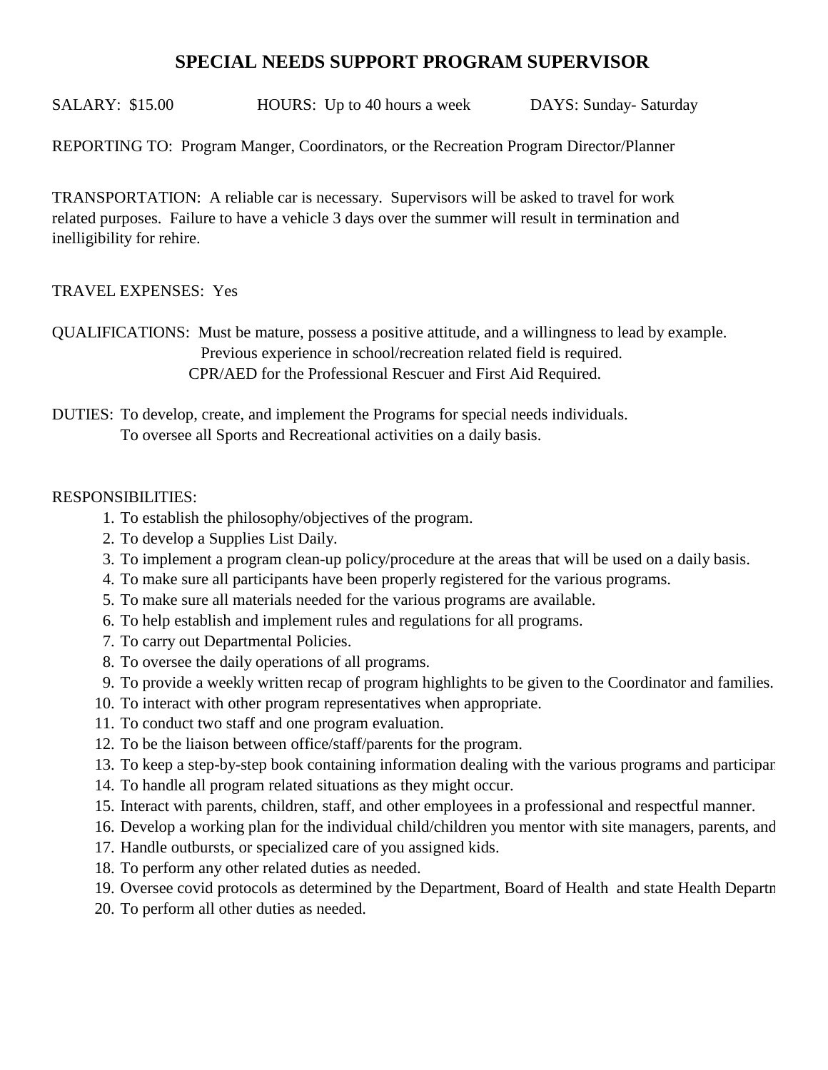# SPECIAL NEEDS SUPPORT PROGRAM SUPERVISOR

SALARY: $15.00 HOURS: Up to 40 hours a week DAYS: Sunday- Saturday

REPORTING TO: Program Manger, Coordinators, or the Recreation Program Director/Planner

TRANSPORTATION: A reliable car is necessary. Supervisors will be asked to travel for work related purposes. Failure to have a vehicle 3 days over the summer will result in termination and inelligibility for rehire.

TRAVEL EXPENSES: Yes

QUALIFICATIONS: Must be mature, possess a positive attitude, and a willingness to lead by example.
Previous experience in school/recreation related field is required.
CPR/AED for the Professional Rescuer and First Aid Required.

DUTIES: To develop, create, and implement the Programs for special needs individuals.
To oversee all Sports and Recreational activities on a daily basis.

RESPONSIBILITIES:

1. To establish the philosophy/objectives of the program.
2. To develop a Supplies List Daily.
3. To implement a program clean-up policy/procedure at the areas that will be used on a daily basis.
4. To make sure all participants have been properly registered for the various programs.
5. To make sure all materials needed for the various programs are available.
6. To help establish and implement rules and regulations for all programs.
7. To carry out Departmental Policies.
8. To oversee the daily operations of all programs.
9. To provide a weekly written recap of program highlights to be given to the Coordinator and families.
10. To interact with other program representatives when appropriate.
11. To conduct two staff and one program evaluation.
12. To be the liaison between office/staff/parents for the program.
13. To keep a step-by-step book containing information dealing with the various programs and participan
14. To handle all program related situations as they might occur.
15. Interact with parents, children, staff, and other employees in a professional and respectful manner.
16. Develop a working plan for the individual child/children you mentor with site managers, parents, and
17. Handle outbursts, or specialized care of you assigned kids.
18. To perform any other related duties as needed.
19. Oversee covid protocols as determined by the Department, Board of Health and state Health Departm
20. To perform all other duties as needed.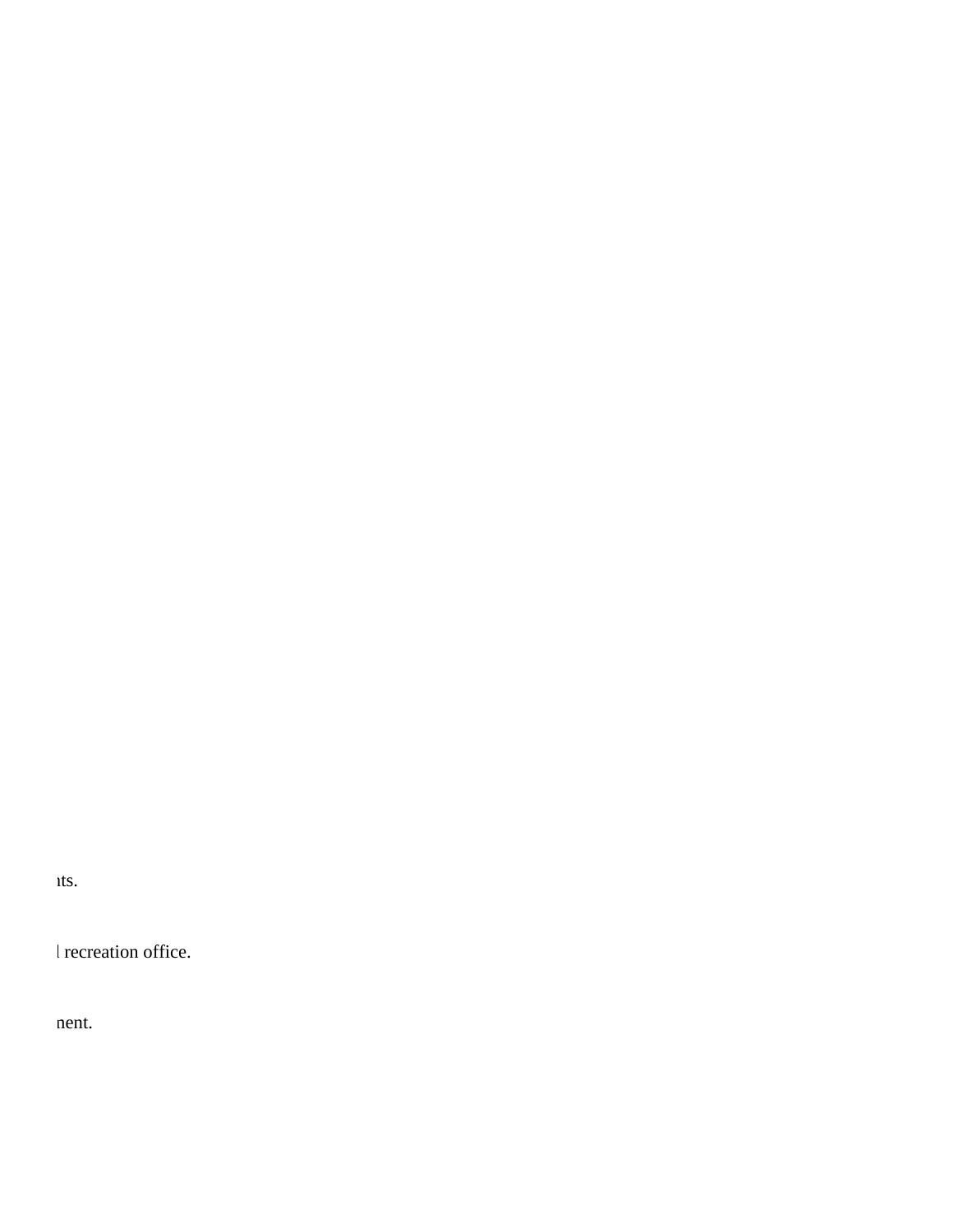ıts.

l recreation office.

nent.